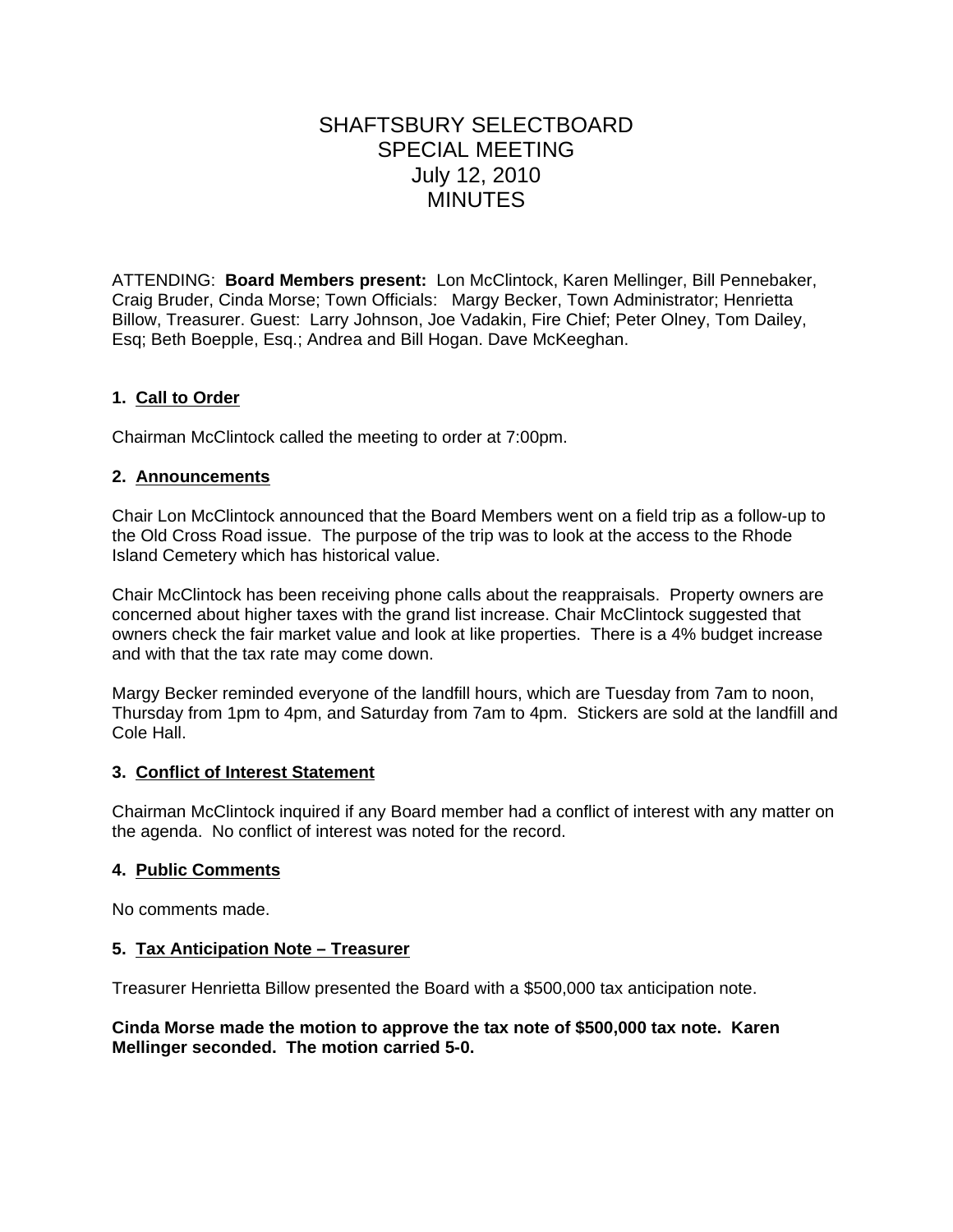# SHAFTSBURY SELECTBOARD
# SPECIAL MEETING
# July 12, 2010
# MINUTES

ATTENDING: **Board Members present:** Lon McClintock, Karen Mellinger, Bill Pennebaker, Craig Bruder, Cinda Morse; Town Officials: Margy Becker, Town Administrator; Henrietta Billow, Treasurer. Guest: Larry Johnson, Joe Vadakin, Fire Chief; Peter Olney, Tom Dailey, Esq; Beth Boepple, Esq.; Andrea and Bill Hogan. Dave McKeeghan.

### 1. Call to Order

Chairman McClintock called the meeting to order at 7:00pm.

### 2. Announcements

Chair Lon McClintock announced that the Board Members went on a field trip as a follow-up to the Old Cross Road issue. The purpose of the trip was to look at the access to the Rhode Island Cemetery which has historical value.

Chair McClintock has been receiving phone calls about the reappraisals. Property owners are concerned about higher taxes with the grand list increase. Chair McClintock suggested that owners check the fair market value and look at like properties. There is a 4% budget increase and with that the tax rate may come down.

Margy Becker reminded everyone of the landfill hours, which are Tuesday from 7am to noon, Thursday from 1pm to 4pm, and Saturday from 7am to 4pm. Stickers are sold at the landfill and Cole Hall.

### 3. Conflict of Interest Statement

Chairman McClintock inquired if any Board member had a conflict of interest with any matter on the agenda. No conflict of interest was noted for the record.

### 4. Public Comments

No comments made.

### 5. Tax Anticipation Note – Treasurer

Treasurer Henrietta Billow presented the Board with a $500,000 tax anticipation note.

**Cinda Morse made the motion to approve the tax note of $500,000 tax note. Karen Mellinger seconded. The motion carried 5-0.**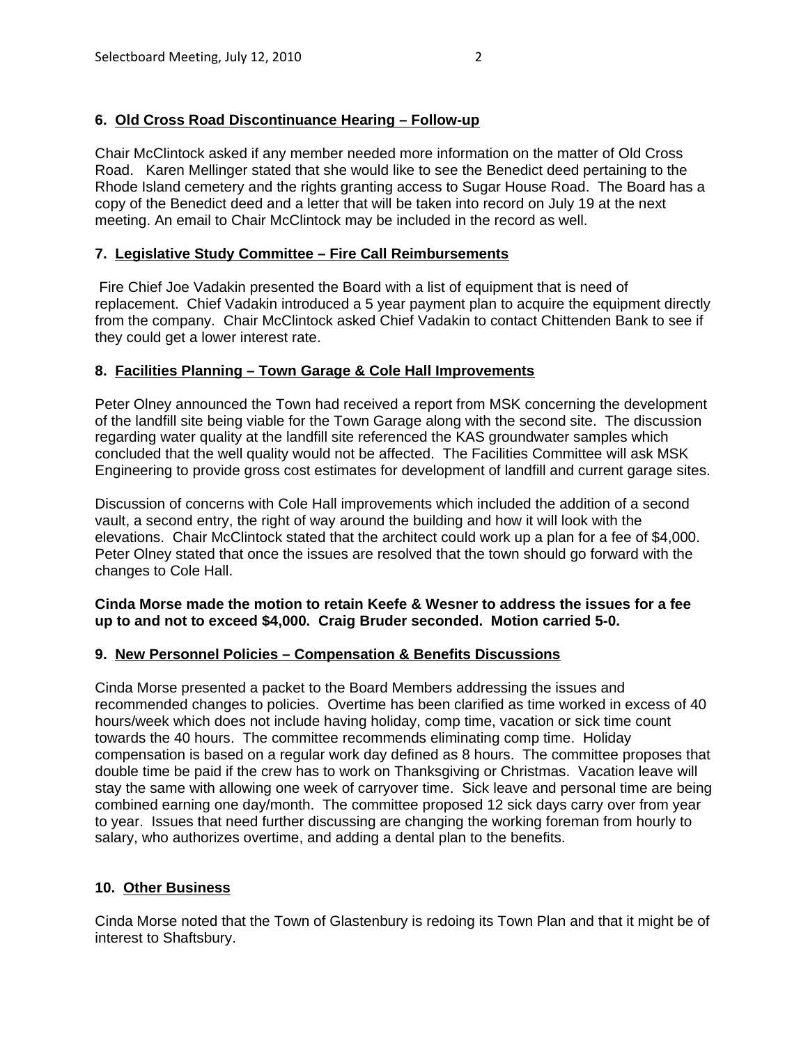### 6. Old Cross Road Discontinuance Hearing – Follow-up

Chair McClintock asked if any member needed more information on the matter of Old Cross Road. Karen Mellinger stated that she would like to see the Benedict deed pertaining to the Rhode Island cemetery and the rights granting access to Sugar House Road. The Board has a copy of the Benedict deed and a letter that will be taken into record on July 19 at the next meeting. An email to Chair McClintock may be included in the record as well.

### 7. Legislative Study Committee – Fire Call Reimbursements

Fire Chief Joe Vadakin presented the Board with a list of equipment that is need of replacement. Chief Vadakin introduced a 5 year payment plan to acquire the equipment directly from the company. Chair McClintock asked Chief Vadakin to contact Chittenden Bank to see if they could get a lower interest rate.

### 8. Facilities Planning – Town Garage & Cole Hall Improvements

Peter Olney announced the Town had received a report from MSK concerning the development of the landfill site being viable for the Town Garage along with the second site. The discussion regarding water quality at the landfill site referenced the KAS groundwater samples which concluded that the well quality would not be affected. The Facilities Committee will ask MSK Engineering to provide gross cost estimates for development of landfill and current garage sites.

Discussion of concerns with Cole Hall improvements which included the addition of a second vault, a second entry, the right of way around the building and how it will look with the elevations. Chair McClintock stated that the architect could work up a plan for a fee of $4,000. Peter Olney stated that once the issues are resolved that the town should go forward with the changes to Cole Hall.

**Cinda Morse made the motion to retain Keefe & Wesner to address the issues for a fee up to and not to exceed $4,000. Craig Bruder seconded. Motion carried 5-0.**

### 9. New Personnel Policies – Compensation & Benefits Discussions

Cinda Morse presented a packet to the Board Members addressing the issues and recommended changes to policies. Overtime has been clarified as time worked in excess of 40 hours/week which does not include having holiday, comp time, vacation or sick time count towards the 40 hours. The committee recommends eliminating comp time. Holiday compensation is based on a regular work day defined as 8 hours. The committee proposes that double time be paid if the crew has to work on Thanksgiving or Christmas. Vacation leave will stay the same with allowing one week of carryover time. Sick leave and personal time are being combined earning one day/month. The committee proposed 12 sick days carry over from year to year. Issues that need further discussing are changing the working foreman from hourly to salary, who authorizes overtime, and adding a dental plan to the benefits.

### 10. Other Business

Cinda Morse noted that the Town of Glastenbury is redoing its Town Plan and that it might be of interest to Shaftsbury.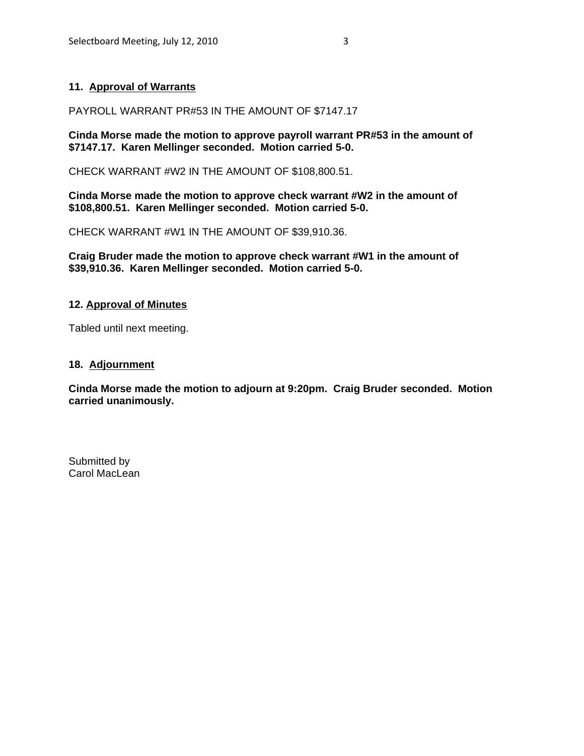## 11. Approval of Warrants

PAYROLL WARRANT PR#53 IN THE AMOUNT OF $7147.17

**Cinda Morse made the motion to approve payroll warrant PR#53 in the amount of $7147.17. Karen Mellinger seconded. Motion carried 5-0.**

CHECK WARRANT #W2 IN THE AMOUNT OF $108,800.51.

**Cinda Morse made the motion to approve check warrant #W2 in the amount of $108,800.51. Karen Mellinger seconded. Motion carried 5-0.**

CHECK WARRANT #W1 IN THE AMOUNT OF $39,910.36.

**Craig Bruder made the motion to approve check warrant #W1 in the amount of $39,910.36. Karen Mellinger seconded. Motion carried 5-0.**

## 12. Approval of Minutes

Tabled until next meeting.

## 18. Adjournment

**Cinda Morse made the motion to adjourn at 9:20pm. Craig Bruder seconded. Motion carried unanimously.**

Submitted by
Carol MacLean